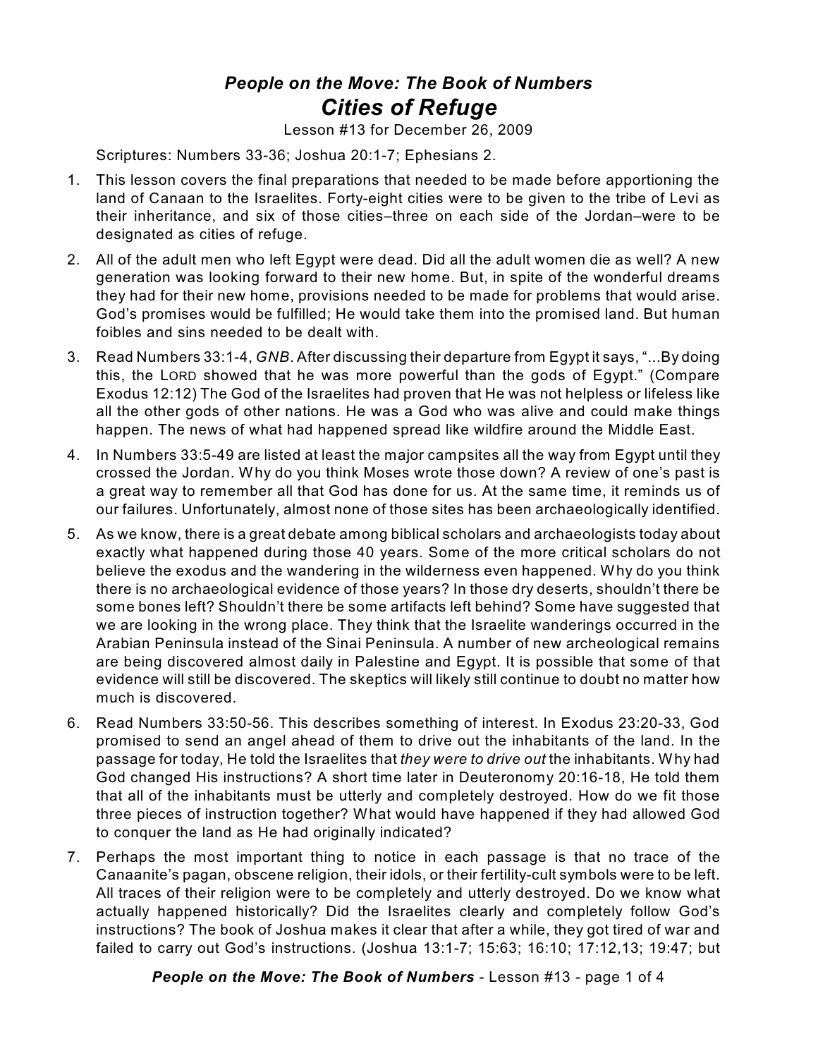***People on the Move: The Book of Numbers***

# *Cities of Refuge*

Lesson #13 for December 26, 2009

Scriptures: Numbers 33-36; Joshua 20:1-7; Ephesians 2.

1. This lesson covers the final preparations that needed to be made before apportioning the land of Canaan to the Israelites. Forty-eight cities were to be given to the tribe of Levi as their inheritance, and six of those cities–three on each side of the Jordan–were to be designated as cities of refuge.

2. All of the adult men who left Egypt were dead. Did all the adult women die as well? A new generation was looking forward to their new home. But, in spite of the wonderful dreams they had for their new home, provisions needed to be made for problems that would arise. God's promises would be fulfilled; He would take them into the promised land. But human foibles and sins needed to be dealt with.

3. Read Numbers 33:1-4, *GNB*. After discussing their departure from Egypt it says, "...By doing this, the LORD showed that he was more powerful than the gods of Egypt." (Compare Exodus 12:12) The God of the Israelites had proven that He was not helpless or lifeless like all the other gods of other nations. He was a God who was alive and could make things happen. The news of what had happened spread like wildfire around the Middle East.

4. In Numbers 33:5-49 are listed at least the major campsites all the way from Egypt until they crossed the Jordan. Why do you think Moses wrote those down? A review of one's past is a great way to remember all that God has done for us. At the same time, it reminds us of our failures. Unfortunately, almost none of those sites has been archaeologically identified.

5. As we know, there is a great debate among biblical scholars and archaeologists today about exactly what happened during those 40 years. Some of the more critical scholars do not believe the exodus and the wandering in the wilderness even happened. Why do you think there is no archaeological evidence of those years? In those dry deserts, shouldn't there be some bones left? Shouldn't there be some artifacts left behind? Some have suggested that we are looking in the wrong place. They think that the Israelite wanderings occurred in the Arabian Peninsula instead of the Sinai Peninsula. A number of new archeological remains are being discovered almost daily in Palestine and Egypt. It is possible that some of that evidence will still be discovered. The skeptics will likely still continue to doubt no matter how much is discovered.

6. Read Numbers 33:50-56. This describes something of interest. In Exodus 23:20-33, God promised to send an angel ahead of them to drive out the inhabitants of the land. In the passage for today, He told the Israelites that *they were to drive out* the inhabitants. Why had God changed His instructions? A short time later in Deuteronomy 20:16-18, He told them that all of the inhabitants must be utterly and completely destroyed. How do we fit those three pieces of instruction together? What would have happened if they had allowed God to conquer the land as He had originally indicated?

7. Perhaps the most important thing to notice in each passage is that no trace of the Canaanite's pagan, obscene religion, their idols, or their fertility-cult symbols were to be left. All traces of their religion were to be completely and utterly destroyed. Do we know what actually happened historically? Did the Israelites clearly and completely follow God's instructions? The book of Joshua makes it clear that after a while, they got tired of war and failed to carry out God's instructions. (Joshua 13:1-7; 15:63; 16:10; 17:12,13; 19:47; but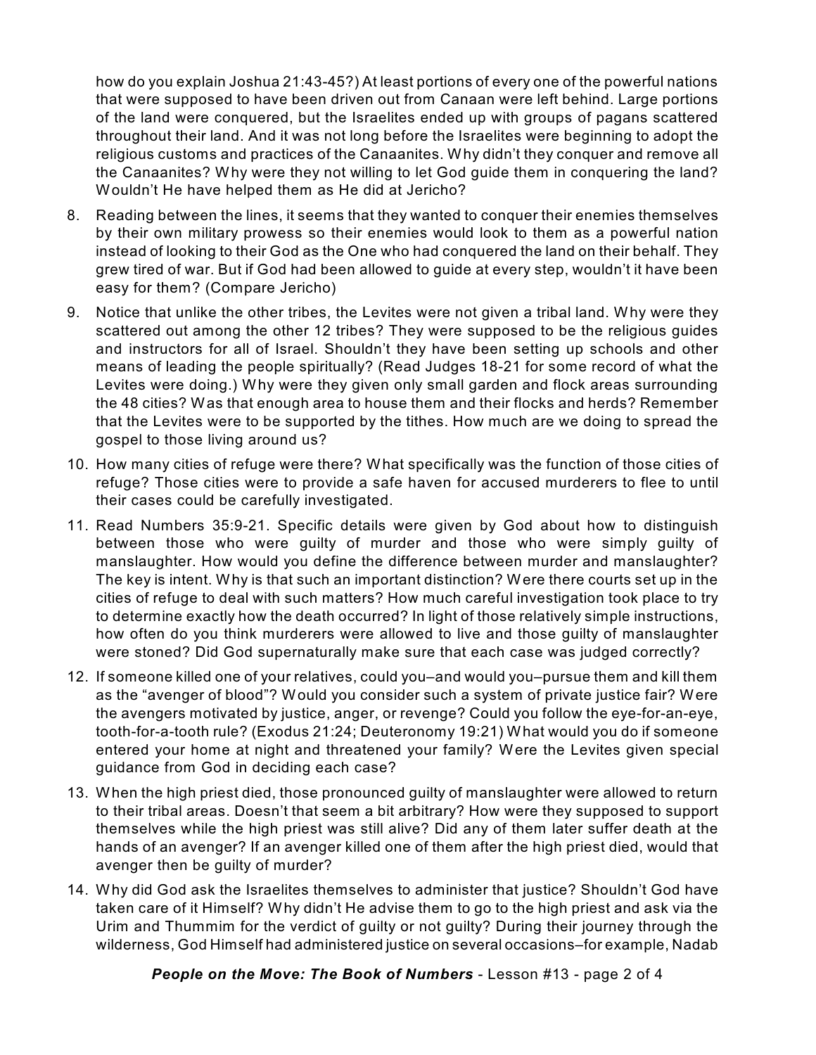how do you explain Joshua 21:43-45?) At least portions of every one of the powerful nations that were supposed to have been driven out from Canaan were left behind. Large portions of the land were conquered, but the Israelites ended up with groups of pagans scattered throughout their land. And it was not long before the Israelites were beginning to adopt the religious customs and practices of the Canaanites. Why didn't they conquer and remove all the Canaanites? Why were they not willing to let God guide them in conquering the land? Wouldn't He have helped them as He did at Jericho?

8. Reading between the lines, it seems that they wanted to conquer their enemies themselves by their own military prowess so their enemies would look to them as a powerful nation instead of looking to their God as the One who had conquered the land on their behalf. They grew tired of war. But if God had been allowed to guide at every step, wouldn't it have been easy for them? (Compare Jericho)

9. Notice that unlike the other tribes, the Levites were not given a tribal land. Why were they scattered out among the other 12 tribes? They were supposed to be the religious guides and instructors for all of Israel. Shouldn't they have been setting up schools and other means of leading the people spiritually? (Read Judges 18-21 for some record of what the Levites were doing.) Why were they given only small garden and flock areas surrounding the 48 cities? Was that enough area to house them and their flocks and herds? Remember that the Levites were to be supported by the tithes. How much are we doing to spread the gospel to those living around us?

10. How many cities of refuge were there? What specifically was the function of those cities of refuge? Those cities were to provide a safe haven for accused murderers to flee to until their cases could be carefully investigated.

11. Read Numbers 35:9-21. Specific details were given by God about how to distinguish between those who were guilty of murder and those who were simply guilty of manslaughter. How would you define the difference between murder and manslaughter? The key is intent. Why is that such an important distinction? Were there courts set up in the cities of refuge to deal with such matters? How much careful investigation took place to try to determine exactly how the death occurred? In light of those relatively simple instructions, how often do you think murderers were allowed to live and those guilty of manslaughter were stoned? Did God supernaturally make sure that each case was judged correctly?

12. If someone killed one of your relatives, could you–and would you–pursue them and kill them as the "avenger of blood"? Would you consider such a system of private justice fair? Were the avengers motivated by justice, anger, or revenge? Could you follow the eye-for-an-eye, tooth-for-a-tooth rule? (Exodus 21:24; Deuteronomy 19:21) What would you do if someone entered your home at night and threatened your family? Were the Levites given special guidance from God in deciding each case?

13. When the high priest died, those pronounced guilty of manslaughter were allowed to return to their tribal areas. Doesn't that seem a bit arbitrary? How were they supposed to support themselves while the high priest was still alive? Did any of them later suffer death at the hands of an avenger? If an avenger killed one of them after the high priest died, would that avenger then be guilty of murder?

14. Why did God ask the Israelites themselves to administer that justice? Shouldn't God have taken care of it Himself? Why didn't He advise them to go to the high priest and ask via the Urim and Thummim for the verdict of guilty or not guilty? During their journey through the wilderness, God Himself had administered justice on several occasions–for example, Nadab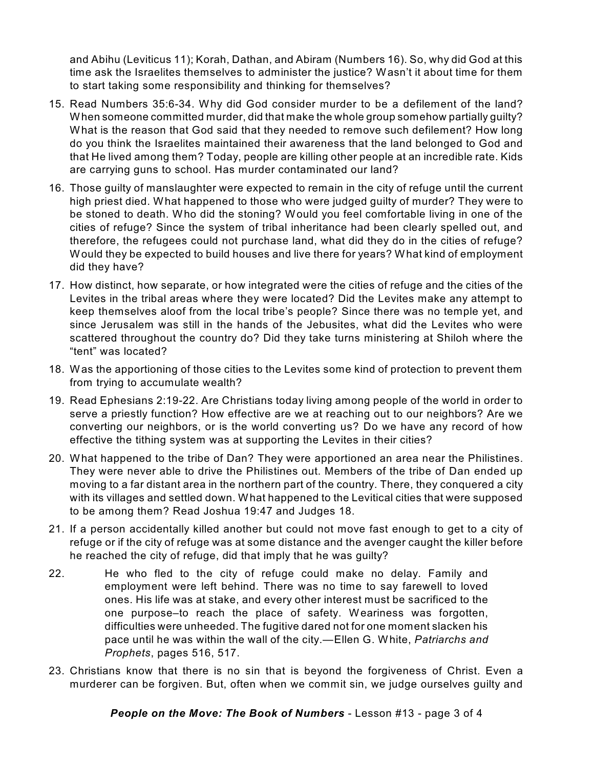and Abihu (Leviticus 11); Korah, Dathan, and Abiram (Numbers 16). So, why did God at this time ask the Israelites themselves to administer the justice? Wasn't it about time for them to start taking some responsibility and thinking for themselves?

15. Read Numbers 35:6-34. Why did God consider murder to be a defilement of the land? When someone committed murder, did that make the whole group somehow partially guilty? What is the reason that God said that they needed to remove such defilement? How long do you think the Israelites maintained their awareness that the land belonged to God and that He lived among them? Today, people are killing other people at an incredible rate. Kids are carrying guns to school. Has murder contaminated our land?

16. Those guilty of manslaughter were expected to remain in the city of refuge until the current high priest died. What happened to those who were judged guilty of murder? They were to be stoned to death. Who did the stoning? Would you feel comfortable living in one of the cities of refuge? Since the system of tribal inheritance had been clearly spelled out, and therefore, the refugees could not purchase land, what did they do in the cities of refuge? Would they be expected to build houses and live there for years? What kind of employment did they have?

17. How distinct, how separate, or how integrated were the cities of refuge and the cities of the Levites in the tribal areas where they were located? Did the Levites make any attempt to keep themselves aloof from the local tribe's people? Since there was no temple yet, and since Jerusalem was still in the hands of the Jebusites, what did the Levites who were scattered throughout the country do? Did they take turns ministering at Shiloh where the "tent" was located?

18. Was the apportioning of those cities to the Levites some kind of protection to prevent them from trying to accumulate wealth?

19. Read Ephesians 2:19-22. Are Christians today living among people of the world in order to serve a priestly function? How effective are we at reaching out to our neighbors? Are we converting our neighbors, or is the world converting us? Do we have any record of how effective the tithing system was at supporting the Levites in their cities?

20. What happened to the tribe of Dan? They were apportioned an area near the Philistines. They were never able to drive the Philistines out. Members of the tribe of Dan ended up moving to a far distant area in the northern part of the country. There, they conquered a city with its villages and settled down. What happened to the Levitical cities that were supposed to be among them? Read Joshua 19:47 and Judges 18.

21. If a person accidentally killed another but could not move fast enough to get to a city of refuge or if the city of refuge was at some distance and the avenger caught the killer before he reached the city of refuge, did that imply that he was guilty?

22. > He who fled to the city of refuge could make no delay. Family and employment were left behind. There was no time to say farewell to loved ones. His life was at stake, and every other interest must be sacrificed to the one purpose–to reach the place of safety. Weariness was forgotten, difficulties were unheeded. The fugitive dared not for one moment slacken his pace until he was within the wall of the city.—Ellen G. White, *Patriarchs and Prophets*, pages 516, 517.

23. Christians know that there is no sin that is beyond the forgiveness of Christ. Even a murderer can be forgiven. But, often when we commit sin, we judge ourselves guilty and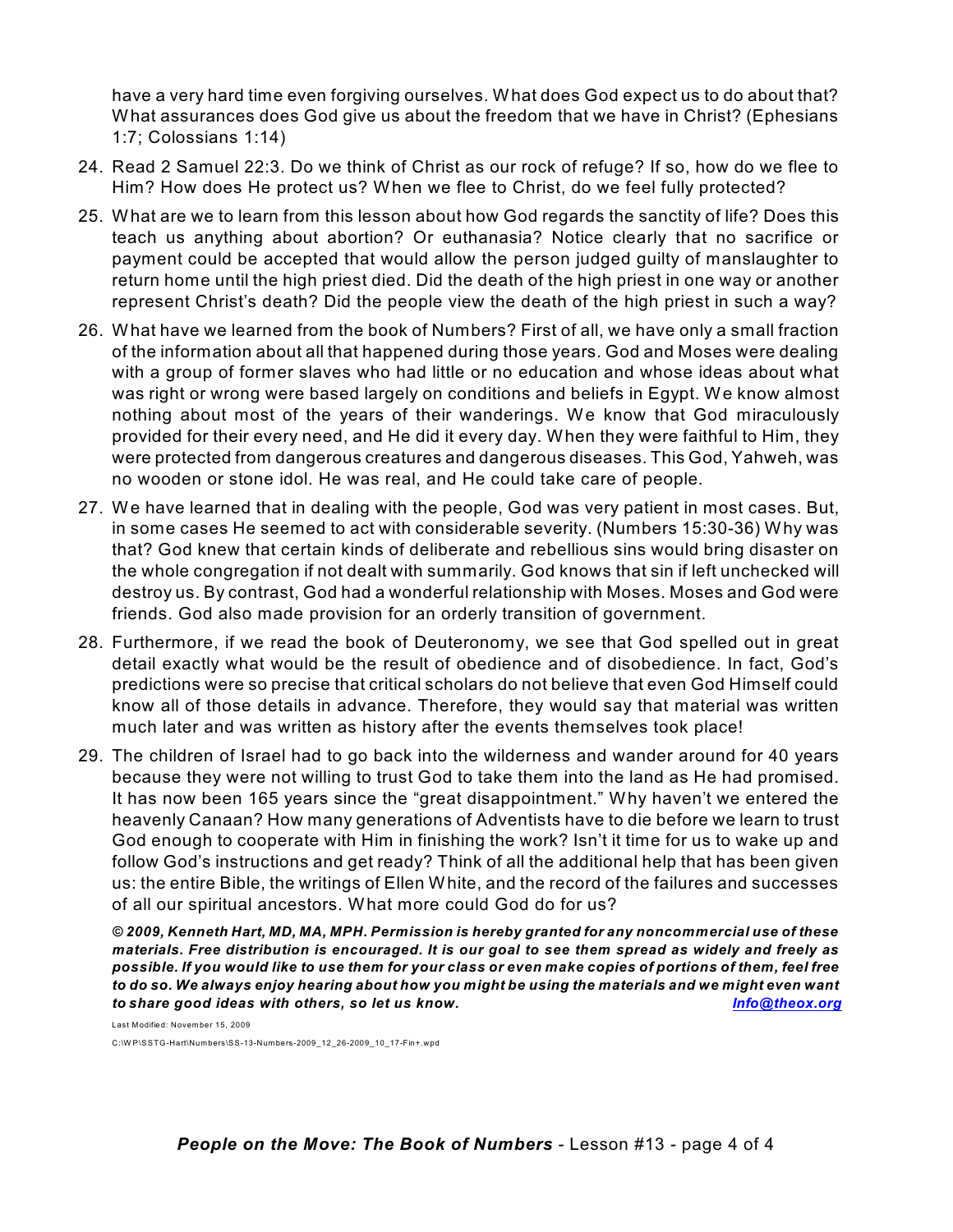have a very hard time even forgiving ourselves. What does God expect us to do about that? What assurances does God give us about the freedom that we have in Christ? (Ephesians 1:7; Colossians 1:14)

24. Read 2 Samuel 22:3. Do we think of Christ as our rock of refuge? If so, how do we flee to Him? How does He protect us? When we flee to Christ, do we feel fully protected?
25. What are we to learn from this lesson about how God regards the sanctity of life? Does this teach us anything about abortion? Or euthanasia? Notice clearly that no sacrifice or payment could be accepted that would allow the person judged guilty of manslaughter to return home until the high priest died. Did the death of the high priest in one way or another represent Christ's death? Did the people view the death of the high priest in such a way?
26. What have we learned from the book of Numbers? First of all, we have only a small fraction of the information about all that happened during those years. God and Moses were dealing with a group of former slaves who had little or no education and whose ideas about what was right or wrong were based largely on conditions and beliefs in Egypt. We know almost nothing about most of the years of their wanderings. We know that God miraculously provided for their every need, and He did it every day. When they were faithful to Him, they were protected from dangerous creatures and dangerous diseases. This God, Yahweh, was no wooden or stone idol. He was real, and He could take care of people.
27. We have learned that in dealing with the people, God was very patient in most cases. But, in some cases He seemed to act with considerable severity. (Numbers 15:30-36) Why was that? God knew that certain kinds of deliberate and rebellious sins would bring disaster on the whole congregation if not dealt with summarily. God knows that sin if left unchecked will destroy us. By contrast, God had a wonderful relationship with Moses. Moses and God were friends. God also made provision for an orderly transition of government.
28. Furthermore, if we read the book of Deuteronomy, we see that God spelled out in great detail exactly what would be the result of obedience and of disobedience. In fact, God's predictions were so precise that critical scholars do not believe that even God Himself could know all of those details in advance. Therefore, they would say that material was written much later and was written as history after the events themselves took place!
29. The children of Israel had to go back into the wilderness and wander around for 40 years because they were not willing to trust God to take them into the land as He had promised. It has now been 165 years since the "great disappointment." Why haven't we entered the heavenly Canaan? How many generations of Adventists have to die before we learn to trust God enough to cooperate with Him in finishing the work? Isn't it time for us to wake up and follow God's instructions and get ready? Think of all the additional help that has been given us: the entire Bible, the writings of Ellen White, and the record of the failures and successes of all our spiritual ancestors. What more could God do for us?

***© 2009, Kenneth Hart, MD, MA, MPH. Permission is hereby granted for any noncommercial use of these materials. Free distribution is encouraged. It is our goal to see them spread as widely and freely as possible. If you would like to use them for your class or even make copies of portions of them, feel free to do so. We always enjoy hearing about how you might be using the materials and we might even want to share good ideas with others, so let us know.*** ***Info@theox.org***

Last Modified: November 15, 2009

C:\WP\SSTG-Hart\Numbers\SS-13-Numbers-2009_12_26-2009_10_17-Fin+.wpd